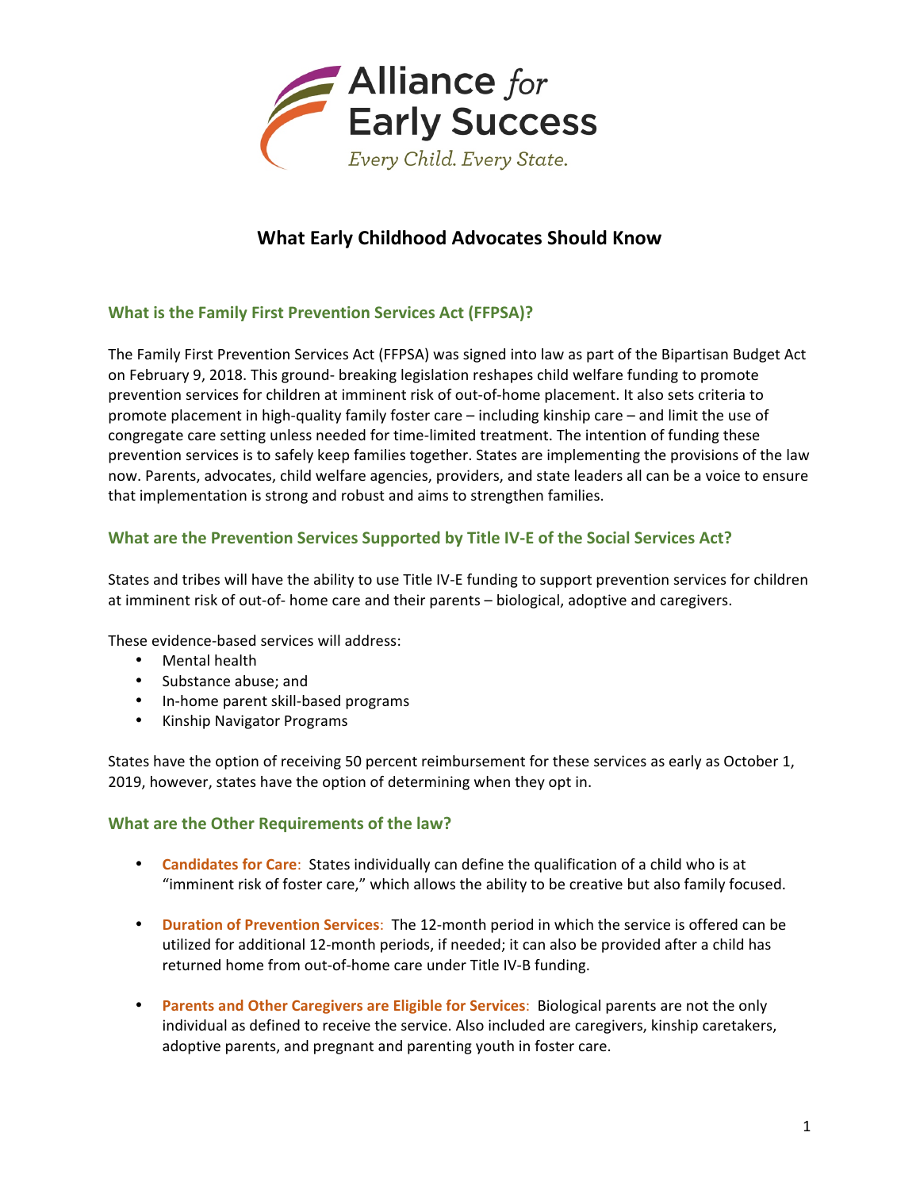Alliance *for* Early Success

*Every Child. Every State.*

# What Early Childhood Advocates Should Know

## What is the Family First Prevention Services Act (FFPSA)?

The Family First Prevention Services Act (FFPSA) was signed into law as part of the Bipartisan Budget Act on February 9, 2018. This ground- breaking legislation reshapes child welfare funding to promote prevention services for children at imminent risk of out-of-home placement. It also sets criteria to promote placement in high-quality family foster care – including kinship care – and limit the use of congregate care setting unless needed for time-limited treatment. The intention of funding these prevention services is to safely keep families together. States are implementing the provisions of the law now. Parents, advocates, child welfare agencies, providers, and state leaders all can be a voice to ensure that implementation is strong and robust and aims to strengthen families.

## What are the Prevention Services Supported by Title IV-E of the Social Services Act?

States and tribes will have the ability to use Title IV-E funding to support prevention services for children at imminent risk of out-of- home care and their parents – biological, adoptive and caregivers.

These evidence-based services will address:

- Mental health
- Substance abuse; and
- In-home parent skill-based programs
- Kinship Navigator Programs

States have the option of receiving 50 percent reimbursement for these services as early as October 1, 2019, however, states have the option of determining when they opt in.

## What are the Other Requirements of the law?

- **Candidates for Care**: States individually can define the qualification of a child who is at "imminent risk of foster care," which allows the ability to be creative but also family focused.
- **Duration of Prevention Services**: The 12-month period in which the service is offered can be utilized for additional 12-month periods, if needed; it can also be provided after a child has returned home from out-of-home care under Title IV-B funding.
- **Parents and Other Caregivers are Eligible for Services**: Biological parents are not the only individual as defined to receive the service. Also included are caregivers, kinship caretakers, adoptive parents, and pregnant and parenting youth in foster care.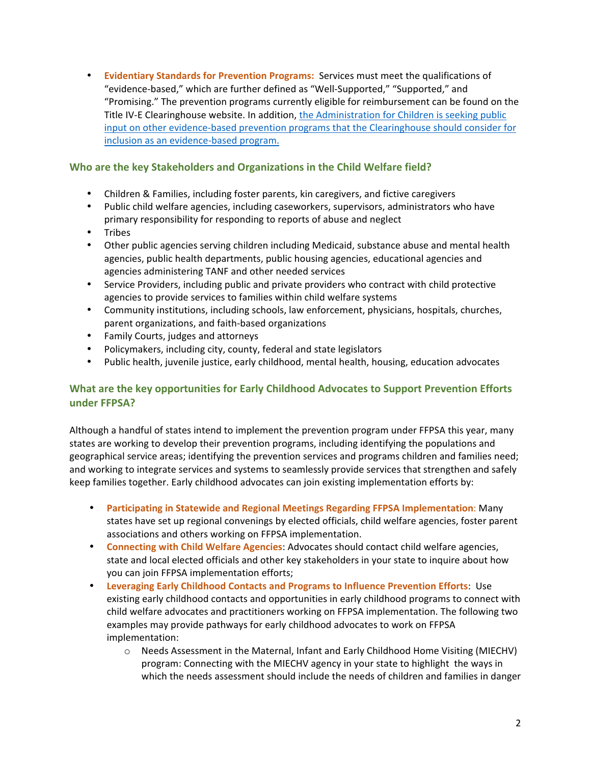- **Evidentiary Standards for Prevention Programs:** Services must meet the qualifications of "evidence-based," which are further defined as "Well-Supported," "Supported," and "Promising." The prevention programs currently eligible for reimbursement can be found on the Title IV-E Clearinghouse website. In addition, [the Administration for Children is seeking public input on other evidence-based prevention programs that the Clearinghouse should consider for inclusion as an evidence-based program.]()

## Who are the key Stakeholders and Organizations in the Child Welfare field?

- Children & Families, including foster parents, kin caregivers, and fictive caregivers
- Public child welfare agencies, including caseworkers, supervisors, administrators who have primary responsibility for responding to reports of abuse and neglect
- Tribes
- Other public agencies serving children including Medicaid, substance abuse and mental health agencies, public health departments, public housing agencies, educational agencies and agencies administering TANF and other needed services
- Service Providers, including public and private providers who contract with child protective agencies to provide services to families within child welfare systems
- Community institutions, including schools, law enforcement, physicians, hospitals, churches, parent organizations, and faith-based organizations
- Family Courts, judges and attorneys
- Policymakers, including city, county, federal and state legislators
- Public health, juvenile justice, early childhood, mental health, housing, education advocates

## What are the key opportunities for Early Childhood Advocates to Support Prevention Efforts under FFPSA?

Although a handful of states intend to implement the prevention program under FFPSA this year, many states are working to develop their prevention programs, including identifying the populations and geographical service areas; identifying the prevention services and programs children and families need; and working to integrate services and systems to seamlessly provide services that strengthen and safely keep families together. Early childhood advocates can join existing implementation efforts by:

- **Participating in Statewide and Regional Meetings Regarding FFPSA Implementation**: Many states have set up regional convenings by elected officials, child welfare agencies, foster parent associations and others working on FFPSA implementation.
- **Connecting with Child Welfare Agencies**: Advocates should contact child welfare agencies, state and local elected officials and other key stakeholders in your state to inquire about how you can join FFPSA implementation efforts;
- **Leveraging Early Childhood Contacts and Programs to Influence Prevention Efforts**: Use existing early childhood contacts and opportunities in early childhood programs to connect with child welfare advocates and practitioners working on FFPSA implementation. The following two examples may provide pathways for early childhood advocates to work on FFPSA implementation:
    - Needs Assessment in the Maternal, Infant and Early Childhood Home Visiting (MIECHV) program: Connecting with the MIECHV agency in your state to highlight the ways in which the needs assessment should include the needs of children and families in danger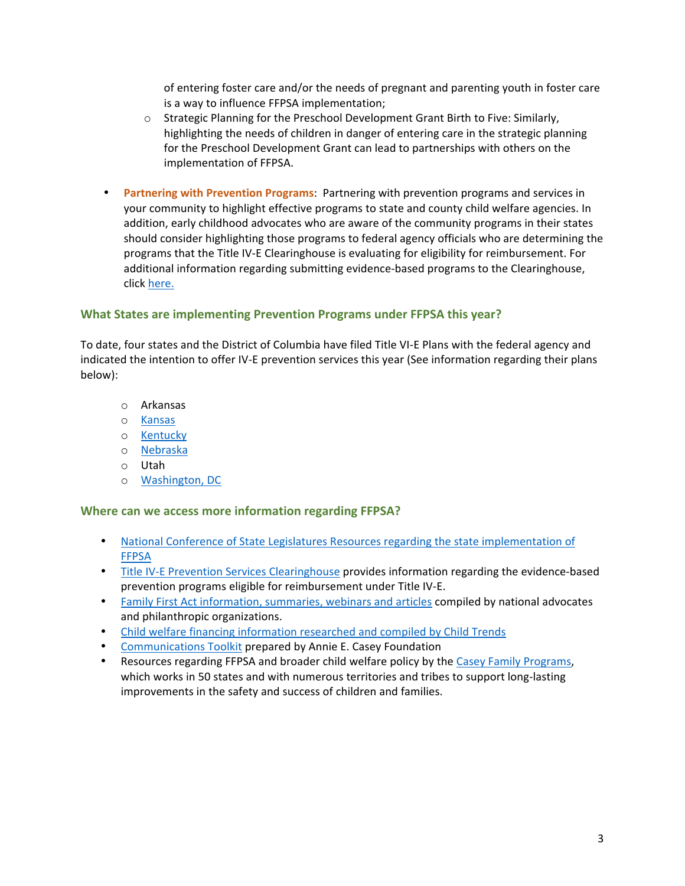of entering foster care and/or the needs of pregnant and parenting youth in foster care is a way to influence FFPSA implementation;

  - Strategic Planning for the Preschool Development Grant Birth to Five: Similarly, highlighting the needs of children in danger of entering care in the strategic planning for the Preschool Development Grant can lead to partnerships with others on the implementation of FFPSA.

- **Partnering with Prevention Programs**: Partnering with prevention programs and services in your community to highlight effective programs to state and county child welfare agencies. In addition, early childhood advocates who are aware of the community programs in their states should consider highlighting those programs to federal agency officials who are determining the programs that the Title IV-E Clearinghouse is evaluating for eligibility for reimbursement. For additional information regarding submitting evidence-based programs to the Clearinghouse, click here.

### What States are implementing Prevention Programs under FFPSA this year?

To date, four states and the District of Columbia have filed Title VI-E Plans with the federal agency and indicated the intention to offer IV-E prevention services this year (See information regarding their plans below):

- Arkansas
- Kansas
- Kentucky
- Nebraska
- Utah
- Washington, DC

### Where can we access more information regarding FFPSA?

- National Conference of State Legislatures Resources regarding the state implementation of FFPSA
- Title IV-E Prevention Services Clearinghouse provides information regarding the evidence-based prevention programs eligible for reimbursement under Title IV-E.
- Family First Act information, summaries, webinars and articles compiled by national advocates and philanthropic organizations.
- Child welfare financing information researched and compiled by Child Trends
- Communications Toolkit prepared by Annie E. Casey Foundation
- Resources regarding FFPSA and broader child welfare policy by the Casey Family Programs, which works in 50 states and with numerous territories and tribes to support long-lasting improvements in the safety and success of children and families.